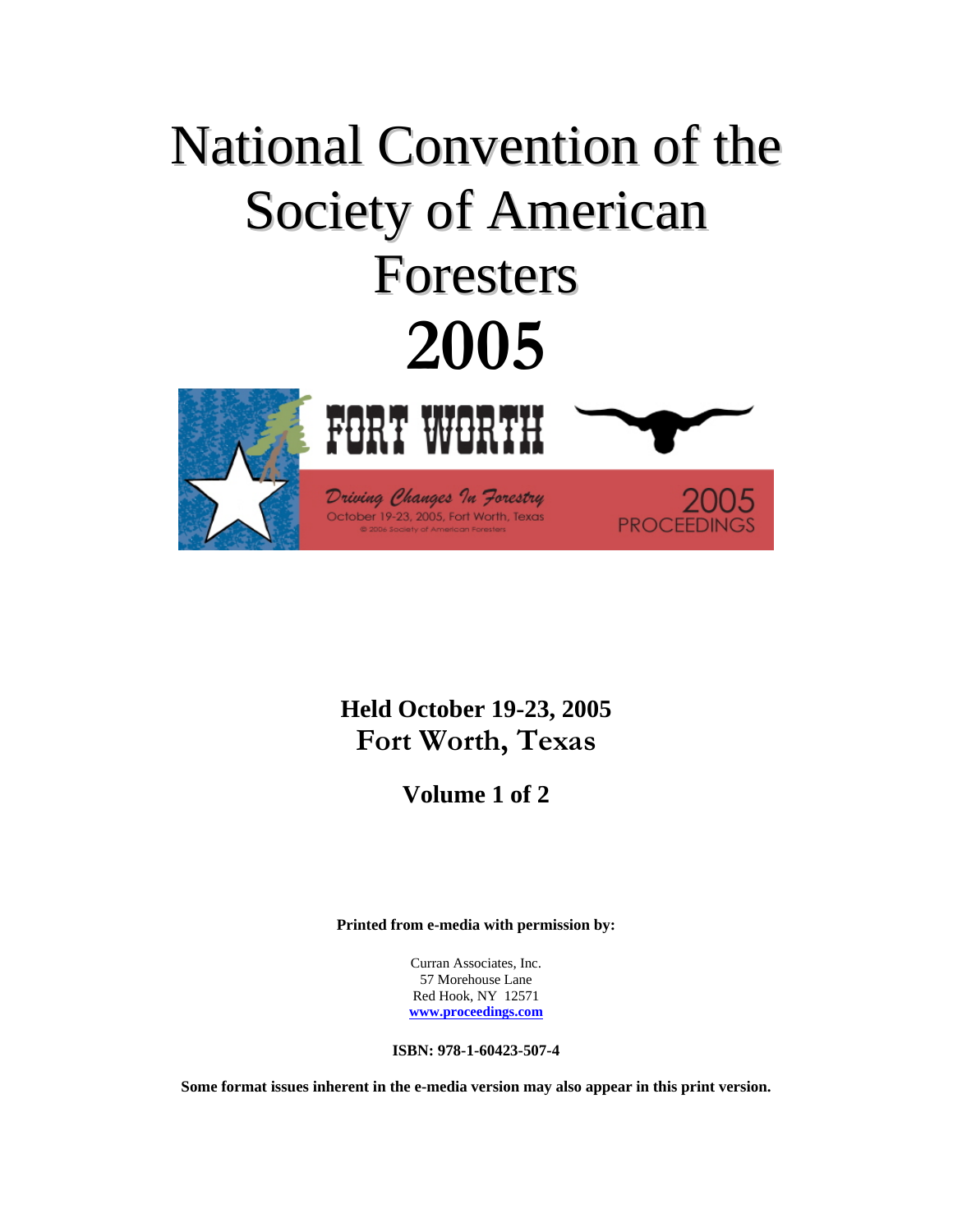# National Convention of the Society of American Foresters

# 2005

FORT WORTH

*Driving Changes In Forestry*

October 19-23, 2005, Fort Worth, Texas

© 2006 Society of American Foresters

2005 PROCEEDINGS

**Held October 19-23, 2005**
**Fort Worth, Texas**

**Volume 1 of 2**

**Printed from e-media with permission by:**

Curran Associates, Inc.
57 Morehouse Lane
Red Hook, NY 12571
**www.proceedings.com**

**ISBN: 978-1-60423-507-4**

**Some format issues inherent in the e-media version may also appear in this print version.**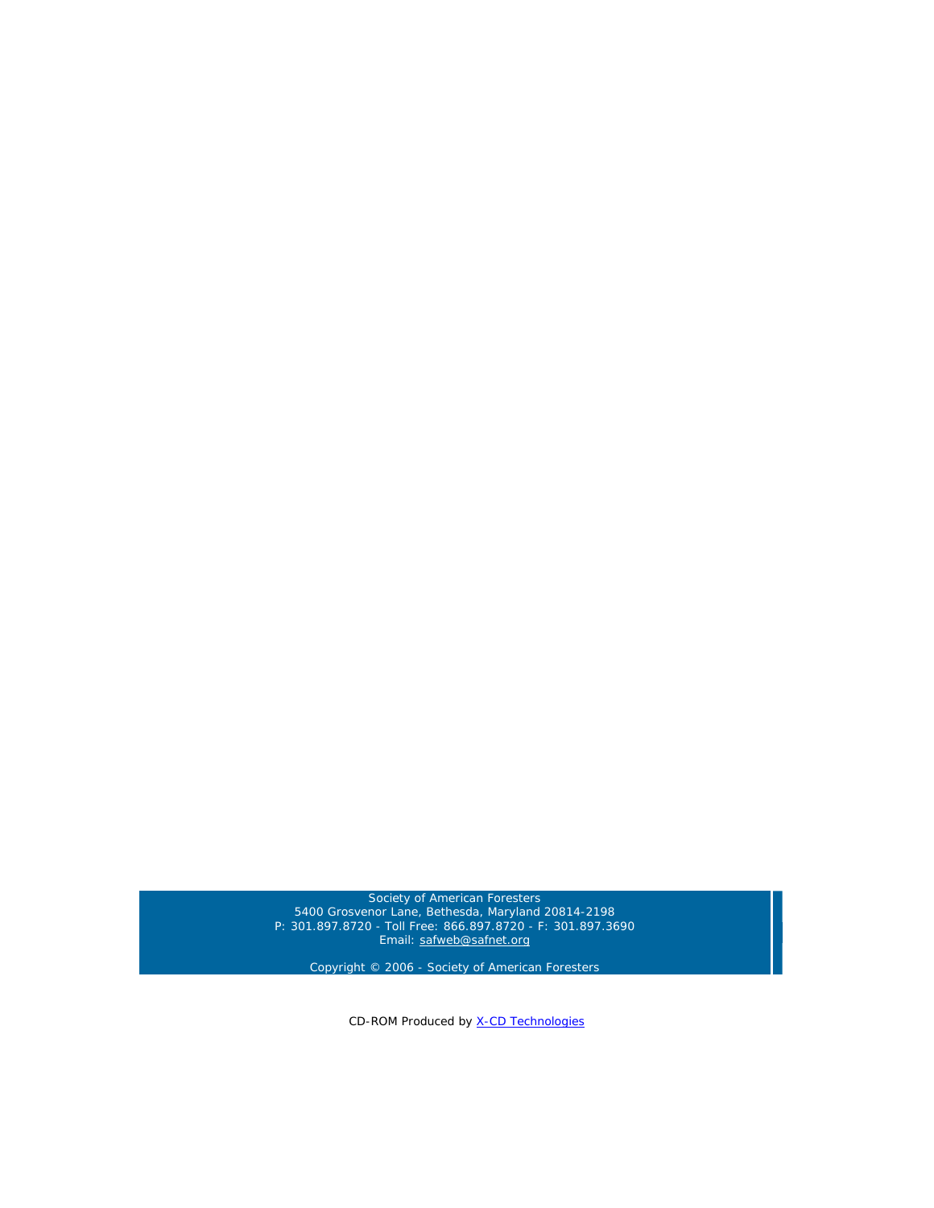Society of American Foresters
5400 Grosvenor Lane, Bethesda, Maryland 20814-2198
P: 301.897.8720 - Toll Free: 866.897.8720 - F: 301.897.3690
Email: safweb@safnet.org

Copyright © 2006 - Society of American Foresters

CD-ROM Produced by X-CD Technologies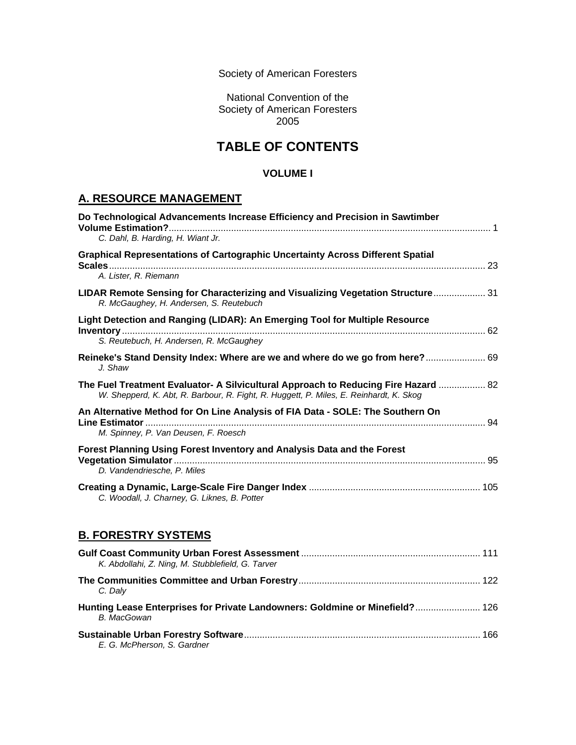Society of American Foresters

National Convention of the
Society of American Foresters
2005

# TABLE OF CONTENTS

### VOLUME I

## A. RESOURCE MANAGEMENT

**Do Technological Advancements Increase Efficiency and Precision in Sawtimber Volume Estimation?** ........ 1
*C. Dahl, B. Harding, H. Wiant Jr.*

**Graphical Representations of Cartographic Uncertainty Across Different Spatial Scales** ........ 23
*A. Lister, R. Riemann*

**LIDAR Remote Sensing for Characterizing and Visualizing Vegetation Structure** ........ 31
*R. McGaughey, H. Andersen, S. Reutebuch*

**Light Detection and Ranging (LIDAR): An Emerging Tool for Multiple Resource Inventory** ........ 62
*S. Reutebuch, H. Andersen, R. McGaughey*

**Reineke's Stand Density Index: Where are we and where do we go from here?** ........ 69
*J. Shaw*

**The Fuel Treatment Evaluator- A Silvicultural Approach to Reducing Fire Hazard** ........ 82
*W. Shepperd, K. Abt, R. Barbour, R. Fight, R. Huggett, P. Miles, E. Reinhardt, K. Skog*

**An Alternative Method for On Line Analysis of FIA Data - SOLE: The Southern On Line Estimator** ........ 94
*M. Spinney, P. Van Deusen, F. Roesch*

**Forest Planning Using Forest Inventory and Analysis Data and the Forest Vegetation Simulator** ........ 95
*D. Vandendriesche, P. Miles*

**Creating a Dynamic, Large-Scale Fire Danger Index** ........ 105
*C. Woodall, J. Charney, G. Liknes, B. Potter*

## B. FORESTRY SYSTEMS

**Gulf Coast Community Urban Forest Assessment** ........ 111
*K. Abdollahi, Z. Ning, M. Stubblefield, G. Tarver*

**The Communities Committee and Urban Forestry** ........ 122
*C. Daly*

**Hunting Lease Enterprises for Private Landowners: Goldmine or Minefield?** ........ 126
*B. MacGowan*

**Sustainable Urban Forestry Software** ........ 166
*E. G. McPherson, S. Gardner*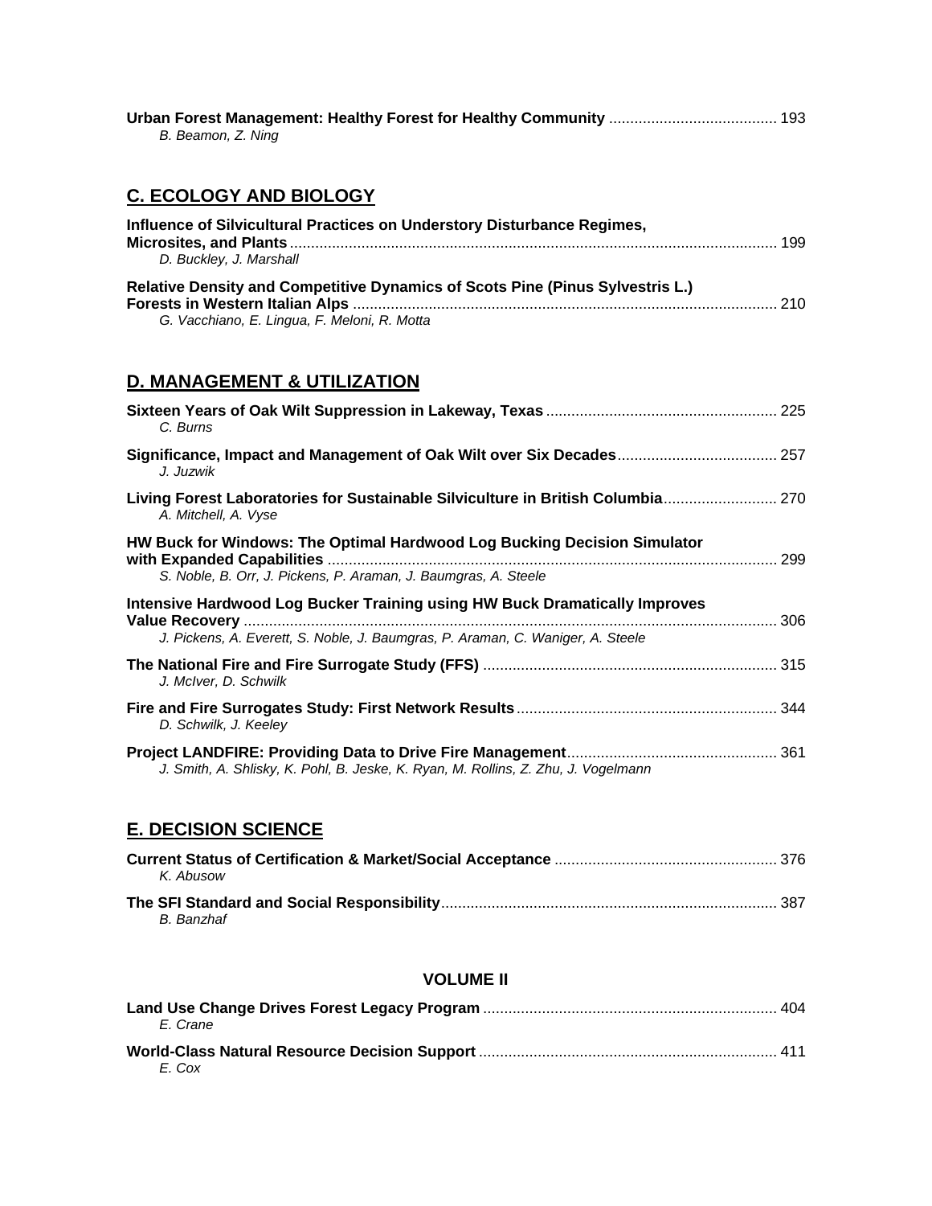**Urban Forest Management: Healthy Forest for Healthy Community** ........................................ 193
*B. Beamon, Z. Ning*

## C. ECOLOGY AND BIOLOGY

**Influence of Silvicultural Practices on Understory Disturbance Regimes, Microsites, and Plants** .................................................................................................................... 199
*D. Buckley, J. Marshall*

**Relative Density and Competitive Dynamics of Scots Pine (Pinus Sylvestris L.) Forests in Western Italian Alps** .................................................................................................... 210
*G. Vacchiano, E. Lingua, F. Meloni, R. Motta*

## D. MANAGEMENT & UTILIZATION

**Sixteen Years of Oak Wilt Suppression in Lakeway, Texas** ...................................................... 225
*C. Burns*

**Significance, Impact and Management of Oak Wilt over Six Decades**...................................... 257
*J. Juzwik*

**Living Forest Laboratories for Sustainable Silviculture in British Columbia**........................... 270
*A. Mitchell, A. Vyse*

**HW Buck for Windows: The Optimal Hardwood Log Bucking Decision Simulator with Expanded Capabilities** .......................................................................................................... 299
*S. Noble, B. Orr, J. Pickens, P. Araman, J. Baumgras, A. Steele*

**Intensive Hardwood Log Bucker Training using HW Buck Dramatically Improves Value Recovery** .............................................................................................................................. 306
*J. Pickens, A. Everett, S. Noble, J. Baumgras, P. Araman, C. Waniger, A. Steele*

**The National Fire and Fire Surrogate Study (FFS)** ..................................................................... 315
*J. McIver, D. Schwilk*

**Fire and Fire Surrogates Study: First Network Results**............................................................. 344
*D. Schwilk, J. Keeley*

**Project LANDFIRE: Providing Data to Drive Fire Management**.................................................. 361
*J. Smith, A. Shlisky, K. Pohl, B. Jeske, K. Ryan, M. Rollins, Z. Zhu, J. Vogelmann*

## E. DECISION SCIENCE

**Current Status of Certification & Market/Social Acceptance** .................................................... 376
*K. Abusow*

**The SFI Standard and Social Responsibility**............................................................................... 387
*B. Banzhaf*

### VOLUME II

**Land Use Change Drives Forest Legacy Program** ..................................................................... 404
*E. Crane*

**World-Class Natural Resource Decision Support** ...................................................................... 411
*E. Cox*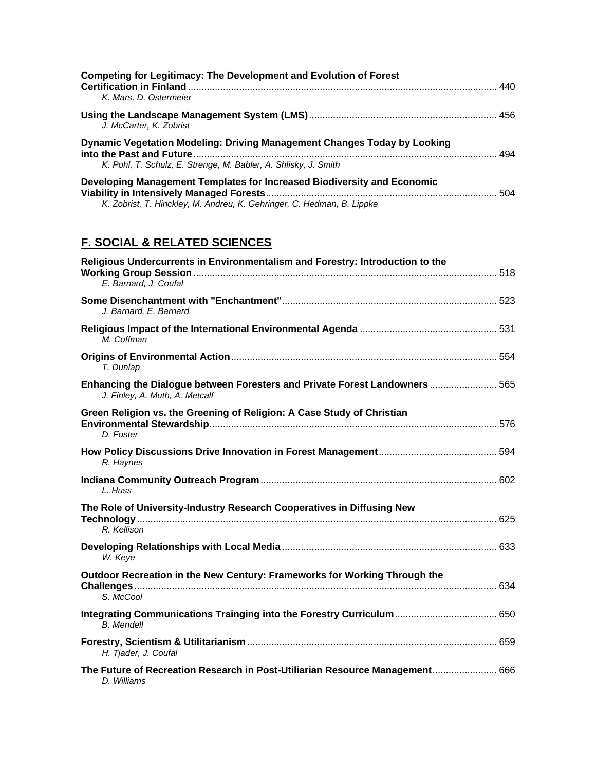**Competing for Legitimacy: The Development and Evolution of Forest Certification in Finland** .................................................................................................................. 440
*K. Mars, D. Ostermeier*

**Using the Landscape Management System (LMS)**..................................................................... 456
*J. McCarter, K. Zobrist*

**Dynamic Vegetation Modeling: Driving Management Changes Today by Looking into the Past and Future**................................................................................................................ 494
*K. Pohl, T. Schulz, E. Strenge, M. Babler, A. Shlisky, J. Smith*

**Developing Management Templates for Increased Biodiversity and Economic Viability in Intensively Managed Forests**..................................................................................... 504
*K. Zobrist, T. Hinckley, M. Andreu, K. Gehringer, C. Hedman, B. Lippke*

## F. SOCIAL & RELATED SCIENCES

**Religious Undercurrents in Environmentalism and Forestry: Introduction to the Working Group Session** ................................................................................................................ 518
*E. Barnard, J. Coufal*

**Some Disenchantment with "Enchantment"**............................................................................... 523
*J. Barnard, E. Barnard*

**Religious Impact of the International Environmental Agenda** .................................................. 531
*M. Coffman*

**Origins of Environmental Action**.................................................................................................. 554
*T. Dunlap*

**Enhancing the Dialogue between Foresters and Private Forest Landowners** ........................ 565
*J. Finley, A. Muth, A. Metcalf*

**Green Religion vs. the Greening of Religion: A Case Study of Christian Environmental Stewardship**.......................................................................................................... 576
*D. Foster*

**How Policy Discussions Drive Innovation in Forest Management**........................................... 594
*R. Haynes*

**Indiana Community Outreach Program**....................................................................................... 602
*L. Huss*

**The Role of University-Industry Research Cooperatives in Diffusing New Technology**..................................................................................................................................... 625
*R. Kellison*

**Developing Relationships with Local Media**............................................................................... 633
*W. Keye*

**Outdoor Recreation in the New Century: Frameworks for Working Through the Challenges**...................................................................................................................................... 634
*S. McCool*

**Integrating Communications Trainging into the Forestry Curriculum**..................................... 650
*B. Mendell*

**Forestry, Scientism & Utilitarianism**............................................................................................ 659
*H. Tjader, J. Coufal*

**The Future of Recreation Research in Post-Utiliarian Resource Management**....................... 666
*D. Williams*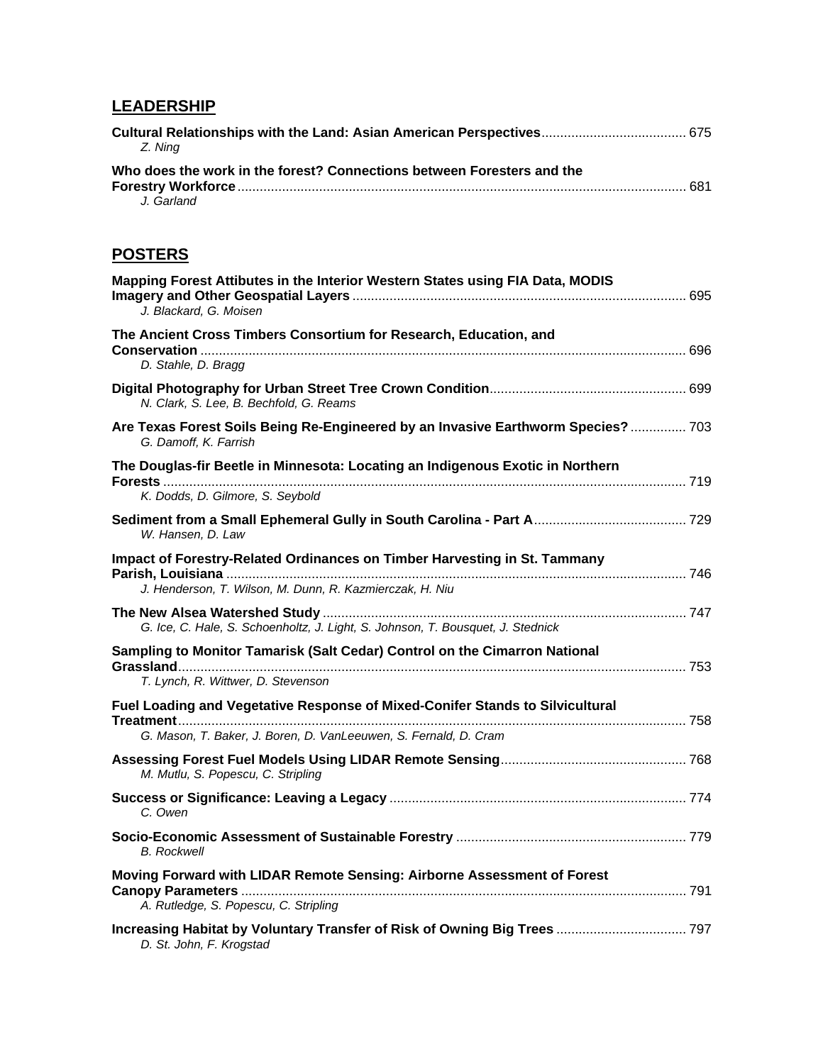## LEADERSHIP

**Cultural Relationships with the Land: Asian American Perspectives** ....................................... 675
*Z. Ning*

**Who does the work in the forest? Connections between Foresters and the Forestry Workforce** ........................................................................................................................ 681
*J. Garland*

## POSTERS

**Mapping Forest Attibutes in the Interior Western States using FIA Data, MODIS Imagery and Other Geospatial Layers** ......................................................................................... 695
*J. Blackard, G. Moisen*

**The Ancient Cross Timbers Consortium for Research, Education, and Conservation** .................................................................................................................................. 696
*D. Stahle, D. Bragg*

**Digital Photography for Urban Street Tree Crown Condition** .................................................... 699
*N. Clark, S. Lee, B. Bechfold, G. Reams*

**Are Texas Forest Soils Being Re-Engineered by an Invasive Earthworm Species?** ............... 703
*G. Damoff, K. Farrish*

**The Douglas-fir Beetle in Minnesota: Locating an Indigenous Exotic in Northern Forests** ............................................................................................................................................ 719
*K. Dodds, D. Gilmore, S. Seybold*

**Sediment from a Small Ephemeral Gully in South Carolina - Part A** ......................................... 729
*W. Hansen, D. Law*

**Impact of Forestry-Related Ordinances on Timber Harvesting in St. Tammany Parish, Louisiana** ........................................................................................................................... 746
*J. Henderson, T. Wilson, M. Dunn, R. Kazmierczak, H. Niu*

**The New Alsea Watershed Study** ................................................................................................. 747
*G. Ice, C. Hale, S. Schoenholtz, J. Light, S. Johnson, T. Bousquet, J. Stednick*

**Sampling to Monitor Tamarisk (Salt Cedar) Control on the Cimarron National Grassland** ........................................................................................................................................ 753
*T. Lynch, R. Wittwer, D. Stevenson*

**Fuel Loading and Vegetative Response of Mixed-Conifer Stands to Silvicultural Treatment** ........................................................................................................................................ 758
*G. Mason, T. Baker, J. Boren, D. VanLeeuwen, S. Fernald, D. Cram*

**Assessing Forest Fuel Models Using LIDAR Remote Sensing** ................................................. 768
*M. Mutlu, S. Popescu, C. Stripling*

**Success or Significance: Leaving a Legacy** ............................................................................... 774
*C. Owen*

**Socio-Economic Assessment of Sustainable Forestry** ............................................................. 779
*B. Rockwell*

**Moving Forward with LIDAR Remote Sensing: Airborne Assessment of Forest Canopy Parameters** ....................................................................................................................... 791
*A. Rutledge, S. Popescu, C. Stripling*

**Increasing Habitat by Voluntary Transfer of Risk of Owning Big Trees** .................................. 797
*D. St. John, F. Krogstad*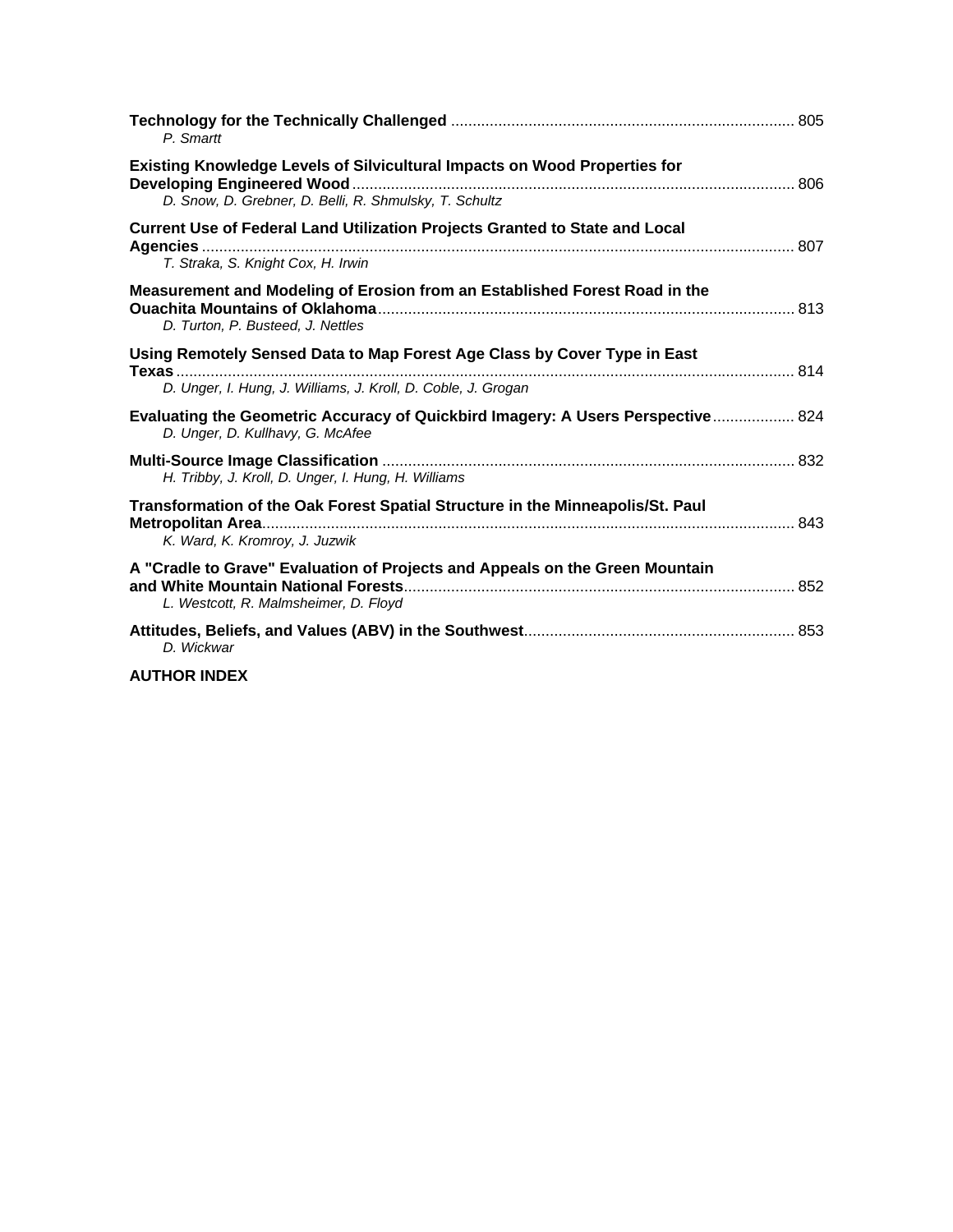**Technology for the Technically Challenged** ............................................................................... 805
*P. Smartt*

**Existing Knowledge Levels of Silvicultural Impacts on Wood Properties for Developing Engineered Wood** ...................................................................................................... 806
*D. Snow, D. Grebner, D. Belli, R. Shmulsky, T. Schultz*

**Current Use of Federal Land Utilization Projects Granted to State and Local Agencies** ......................................................................................................................................... 807
*T. Straka, S. Knight Cox, H. Irwin*

**Measurement and Modeling of Erosion from an Established Forest Road in the Ouachita Mountains of Oklahoma** ................................................................................................ 813
*D. Turton, P. Busteed, J. Nettles*

**Using Remotely Sensed Data to Map Forest Age Class by Cover Type in East Texas** ............................................................................................................................................... 814
*D. Unger, I. Hung, J. Williams, J. Kroll, D. Coble, J. Grogan*

**Evaluating the Geometric Accuracy of Quickbird Imagery: A Users Perspective** .................. 824
*D. Unger, D. Kullhavy, G. McAfee*

**Multi-Source Image Classification** ............................................................................................... 832
*H. Tribby, J. Kroll, D. Unger, I. Hung, H. Williams*

**Transformation of the Oak Forest Spatial Structure in the Minneapolis/St. Paul Metropolitan Area** ........................................................................................................................... 843
*K. Ward, K. Kromroy, J. Juzwik*

**A "Cradle to Grave" Evaluation of Projects and Appeals on the Green Mountain and White Mountain National Forests** .......................................................................................... 852
*L. Westcott, R. Malmsheimer, D. Floyd*

**Attitudes, Beliefs, and Values (ABV) in the Southwest** .............................................................. 853
*D. Wickwar*

**AUTHOR INDEX**